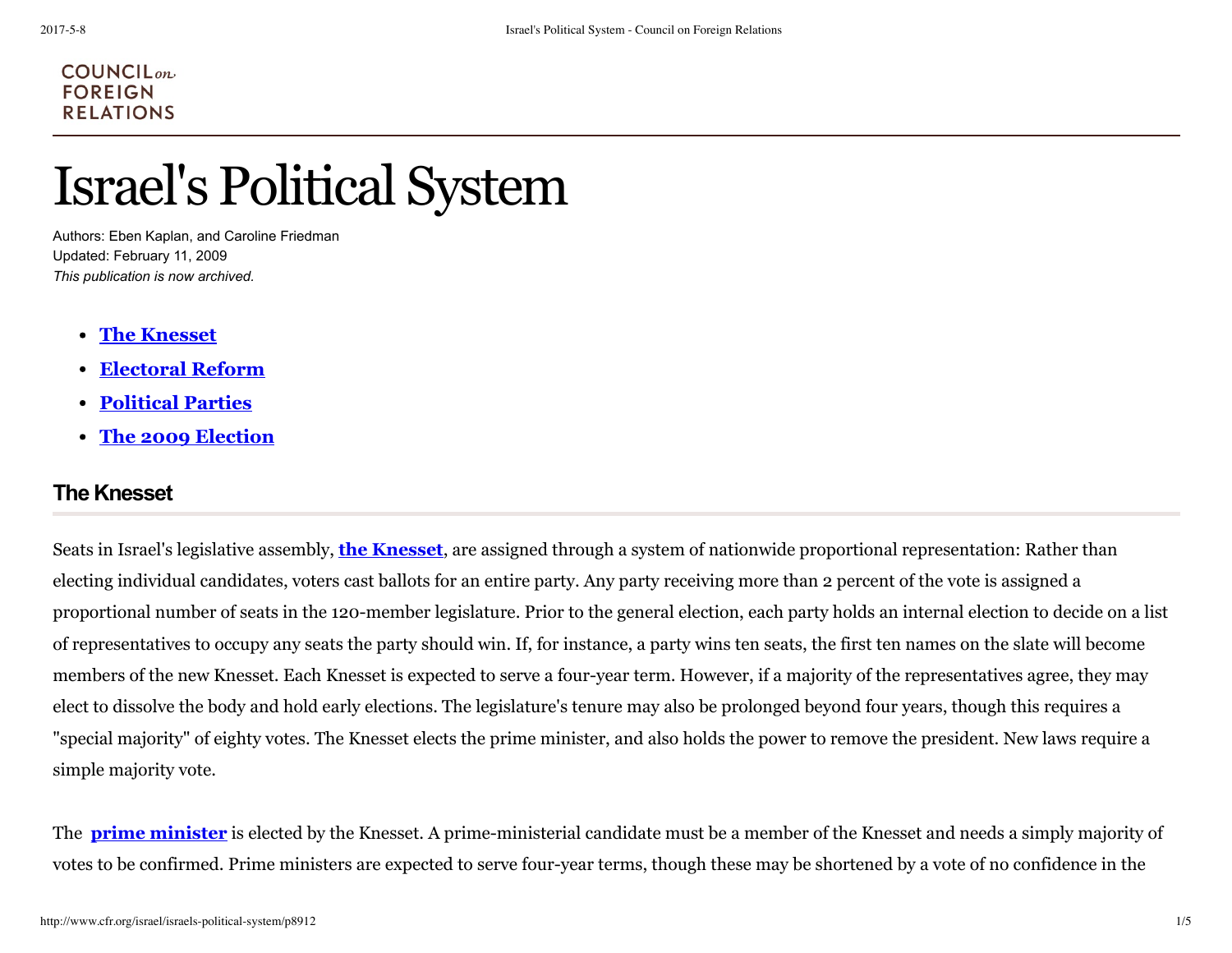COUNCIL on FOREIGN RELATIONS

# Israel's Political System

Authors: Eben Kaplan, and Caroline Friedman
Updated: February 11, 2009
*This publication is now archived.*

- **The Knesset**
- **Electoral Reform**
- **Political Parties**
- **The 2009 Election**

## The Knesset

Seats in Israel's legislative assembly, **the Knesset**, are assigned through a system of nationwide proportional representation: Rather than electing individual candidates, voters cast ballots for an entire party. Any party receiving more than 2 percent of the vote is assigned a proportional number of seats in the 120-member legislature. Prior to the general election, each party holds an internal election to decide on a list of representatives to occupy any seats the party should win. If, for instance, a party wins ten seats, the first ten names on the slate will become members of the new Knesset. Each Knesset is expected to serve a four-year term. However, if a majority of the representatives agree, they may elect to dissolve the body and hold early elections. The legislature's tenure may also be prolonged beyond four years, though this requires a "special majority" of eighty votes. The Knesset elects the prime minister, and also holds the power to remove the president. New laws require a simple majority vote.

The **prime minister** is elected by the Knesset. A prime-ministerial candidate must be a member of the Knesset and needs a simply majority of votes to be confirmed. Prime ministers are expected to serve four-year terms, though these may be shortened by a vote of no confidence in the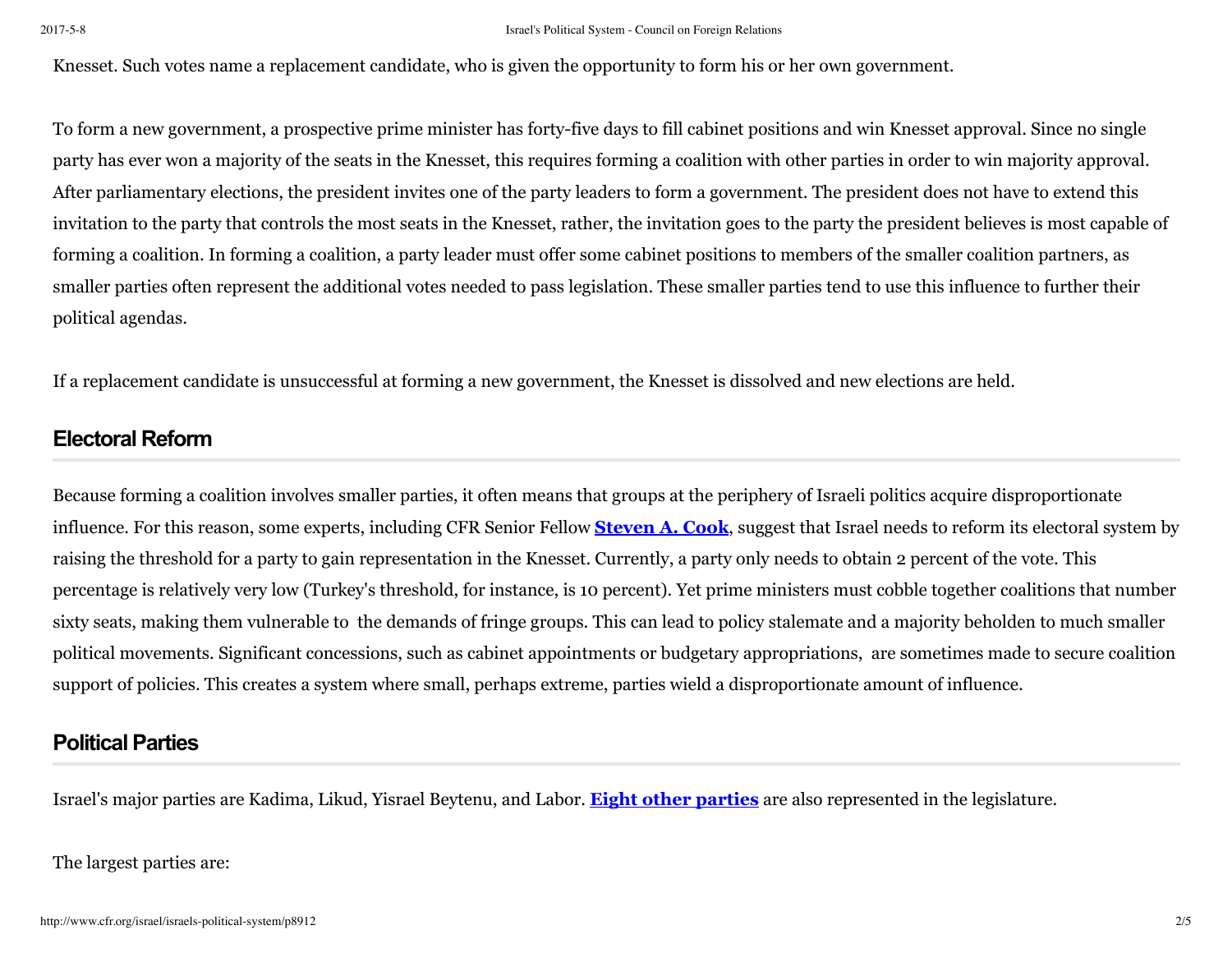Knesset. Such votes name a replacement candidate, who is given the opportunity to form his or her own government.

To form a new government, a prospective prime minister has forty-five days to fill cabinet positions and win Knesset approval. Since no single party has ever won a majority of the seats in the Knesset, this requires forming a coalition with other parties in order to win majority approval. After parliamentary elections, the president invites one of the party leaders to form a government. The president does not have to extend this invitation to the party that controls the most seats in the Knesset, rather, the invitation goes to the party the president believes is most capable of forming a coalition. In forming a coalition, a party leader must offer some cabinet positions to members of the smaller coalition partners, as smaller parties often represent the additional votes needed to pass legislation. These smaller parties tend to use this influence to further their political agendas.

If a replacement candidate is unsuccessful at forming a new government, the Knesset is dissolved and new elections are held.

## Electoral Reform

Because forming a coalition involves smaller parties, it often means that groups at the periphery of Israeli politics acquire disproportionate influence. For this reason, some experts, including CFR Senior Fellow **Steven A. Cook**, suggest that Israel needs to reform its electoral system by raising the threshold for a party to gain representation in the Knesset. Currently, a party only needs to obtain 2 percent of the vote. This percentage is relatively very low (Turkey's threshold, for instance, is 10 percent). Yet prime ministers must cobble together coalitions that number sixty seats, making them vulnerable to the demands of fringe groups. This can lead to policy stalemate and a majority beholden to much smaller political movements. Significant concessions, such as cabinet appointments or budgetary appropriations, are sometimes made to secure coalition support of policies. This creates a system where small, perhaps extreme, parties wield a disproportionate amount of influence.

## Political Parties

Israel's major parties are Kadima, Likud, Yisrael Beytenu, and Labor. **Eight other parties** are also represented in the legislature.

The largest parties are: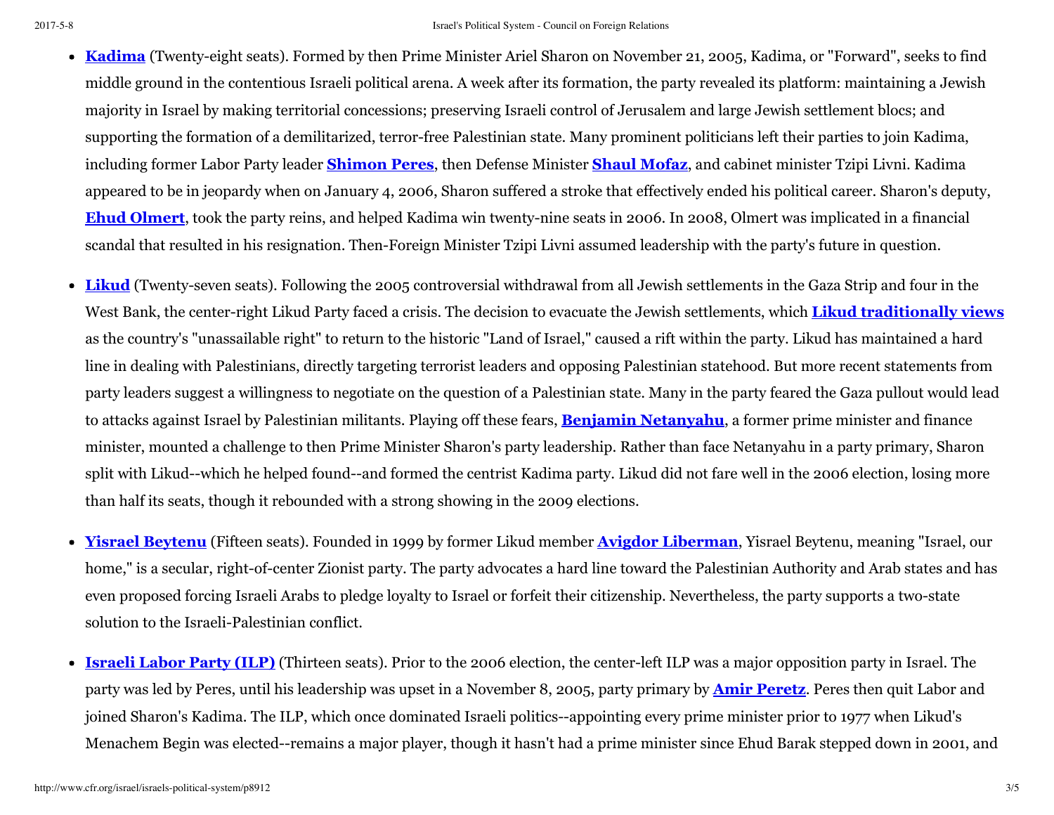- **Kadima** (Twenty-eight seats). Formed by then Prime Minister Ariel Sharon on November 21, 2005, Kadima, or "Forward", seeks to find middle ground in the contentious Israeli political arena. A week after its formation, the party revealed its platform: maintaining a Jewish majority in Israel by making territorial concessions; preserving Israeli control of Jerusalem and large Jewish settlement blocs; and supporting the formation of a demilitarized, terror-free Palestinian state. Many prominent politicians left their parties to join Kadima, including former Labor Party leader **Shimon Peres**, then Defense Minister **Shaul Mofaz**, and cabinet minister Tzipi Livni. Kadima appeared to be in jeopardy when on January 4, 2006, Sharon suffered a stroke that effectively ended his political career. Sharon's deputy, **Ehud Olmert**, took the party reins, and helped Kadima win twenty-nine seats in 2006. In 2008, Olmert was implicated in a financial scandal that resulted in his resignation. Then-Foreign Minister Tzipi Livni assumed leadership with the party's future in question.

- **Likud** (Twenty-seven seats). Following the 2005 controversial withdrawal from all Jewish settlements in the Gaza Strip and four in the West Bank, the center-right Likud Party faced a crisis. The decision to evacuate the Jewish settlements, which **Likud traditionally views** as the country's "unassailable right" to return to the historic "Land of Israel," caused a rift within the party. Likud has maintained a hard line in dealing with Palestinians, directly targeting terrorist leaders and opposing Palestinian statehood. But more recent statements from party leaders suggest a willingness to negotiate on the question of a Palestinian state. Many in the party feared the Gaza pullout would lead to attacks against Israel by Palestinian militants. Playing off these fears, **Benjamin Netanyahu**, a former prime minister and finance minister, mounted a challenge to then Prime Minister Sharon's party leadership. Rather than face Netanyahu in a party primary, Sharon split with Likud--which he helped found--and formed the centrist Kadima party. Likud did not fare well in the 2006 election, losing more than half its seats, though it rebounded with a strong showing in the 2009 elections.

- **Yisrael Beytenu** (Fifteen seats). Founded in 1999 by former Likud member **Avigdor Liberman**, Yisrael Beytenu, meaning "Israel, our home," is a secular, right-of-center Zionist party. The party advocates a hard line toward the Palestinian Authority and Arab states and has even proposed forcing Israeli Arabs to pledge loyalty to Israel or forfeit their citizenship. Nevertheless, the party supports a two-state solution to the Israeli-Palestinian conflict.

- **Israeli Labor Party (ILP)** (Thirteen seats). Prior to the 2006 election, the center-left ILP was a major opposition party in Israel. The party was led by Peres, until his leadership was upset in a November 8, 2005, party primary by **Amir Peretz**. Peres then quit Labor and joined Sharon's Kadima. The ILP, which once dominated Israeli politics--appointing every prime minister prior to 1977 when Likud's Menachem Begin was elected--remains a major player, though it hasn't had a prime minister since Ehud Barak stepped down in 2001, and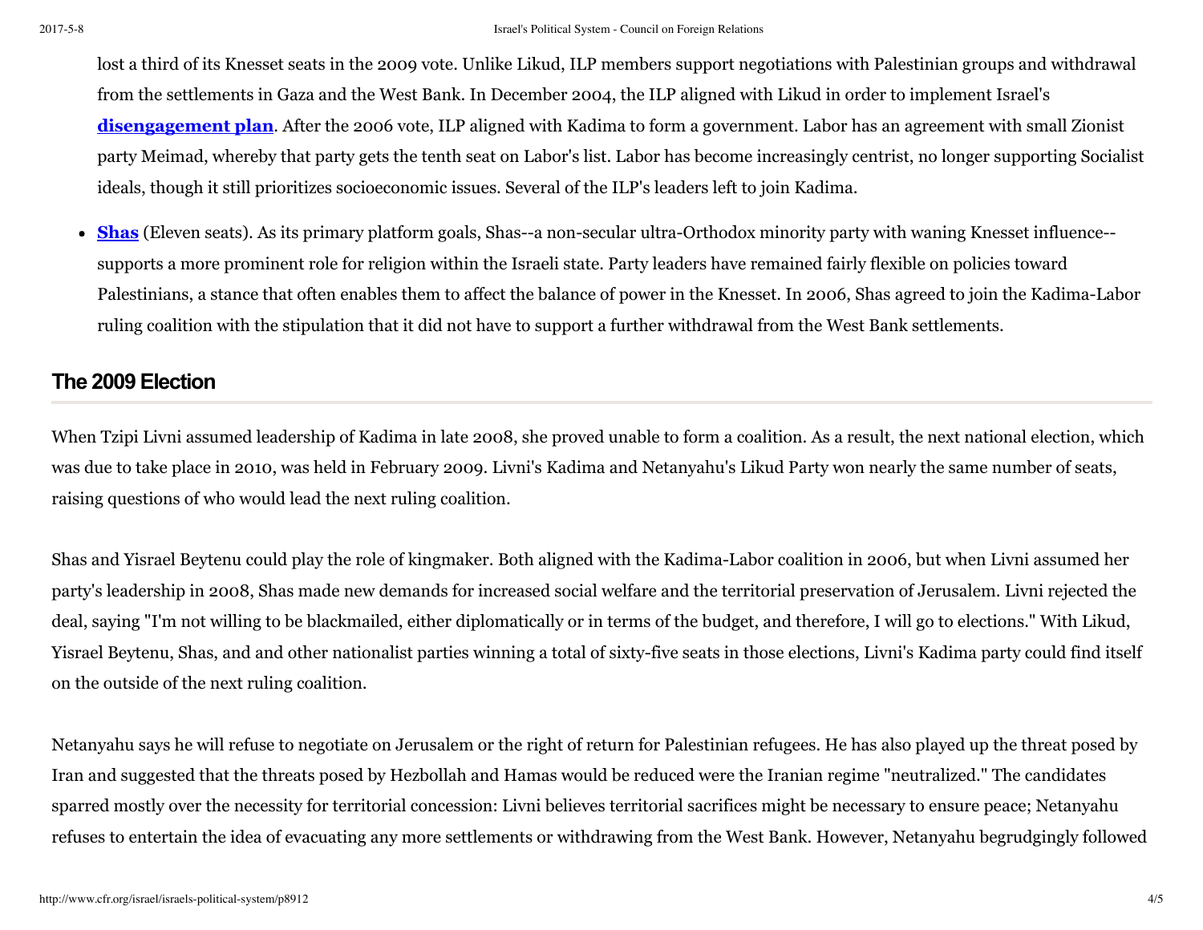lost a third of its Knesset seats in the 2009 vote. Unlike Likud, ILP members support negotiations with Palestinian groups and withdrawal from the settlements in Gaza and the West Bank. In December 2004, the ILP aligned with Likud in order to implement Israel's **disengagement plan**. After the 2006 vote, ILP aligned with Kadima to form a government. Labor has an agreement with small Zionist party Meimad, whereby that party gets the tenth seat on Labor's list. Labor has become increasingly centrist, no longer supporting Socialist ideals, though it still prioritizes socioeconomic issues. Several of the ILP's leaders left to join Kadima.

- **Shas** (Eleven seats). As its primary platform goals, Shas--a non-secular ultra-Orthodox minority party with waning Knesset influence--supports a more prominent role for religion within the Israeli state. Party leaders have remained fairly flexible on policies toward Palestinians, a stance that often enables them to affect the balance of power in the Knesset. In 2006, Shas agreed to join the Kadima-Labor ruling coalition with the stipulation that it did not have to support a further withdrawal from the West Bank settlements.

## The 2009 Election

When Tzipi Livni assumed leadership of Kadima in late 2008, she proved unable to form a coalition. As a result, the next national election, which was due to take place in 2010, was held in February 2009. Livni's Kadima and Netanyahu's Likud Party won nearly the same number of seats, raising questions of who would lead the next ruling coalition.

Shas and Yisrael Beytenu could play the role of kingmaker. Both aligned with the Kadima-Labor coalition in 2006, but when Livni assumed her party's leadership in 2008, Shas made new demands for increased social welfare and the territorial preservation of Jerusalem. Livni rejected the deal, saying "I'm not willing to be blackmailed, either diplomatically or in terms of the budget, and therefore, I will go to elections." With Likud, Yisrael Beytenu, Shas, and and other nationalist parties winning a total of sixty-five seats in those elections, Livni's Kadima party could find itself on the outside of the next ruling coalition.

Netanyahu says he will refuse to negotiate on Jerusalem or the right of return for Palestinian refugees. He has also played up the threat posed by Iran and suggested that the threats posed by Hezbollah and Hamas would be reduced were the Iranian regime "neutralized." The candidates sparred mostly over the necessity for territorial concession: Livni believes territorial sacrifices might be necessary to ensure peace; Netanyahu refuses to entertain the idea of evacuating any more settlements or withdrawing from the West Bank. However, Netanyahu begrudgingly followed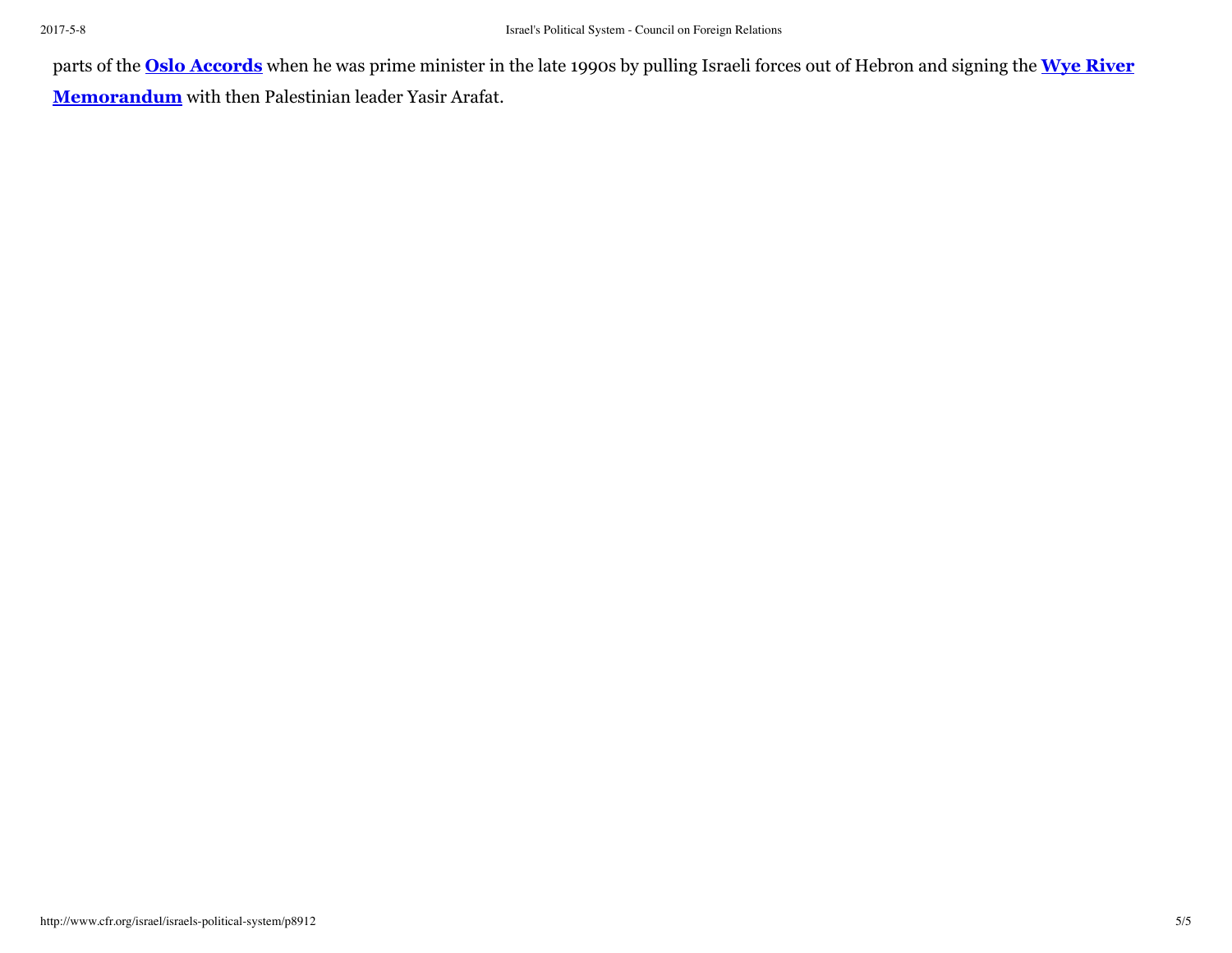parts of the **Oslo Accords** when he was prime minister in the late 1990s by pulling Israeli forces out of Hebron and signing the **Wye River Memorandum** with then Palestinian leader Yasir Arafat.